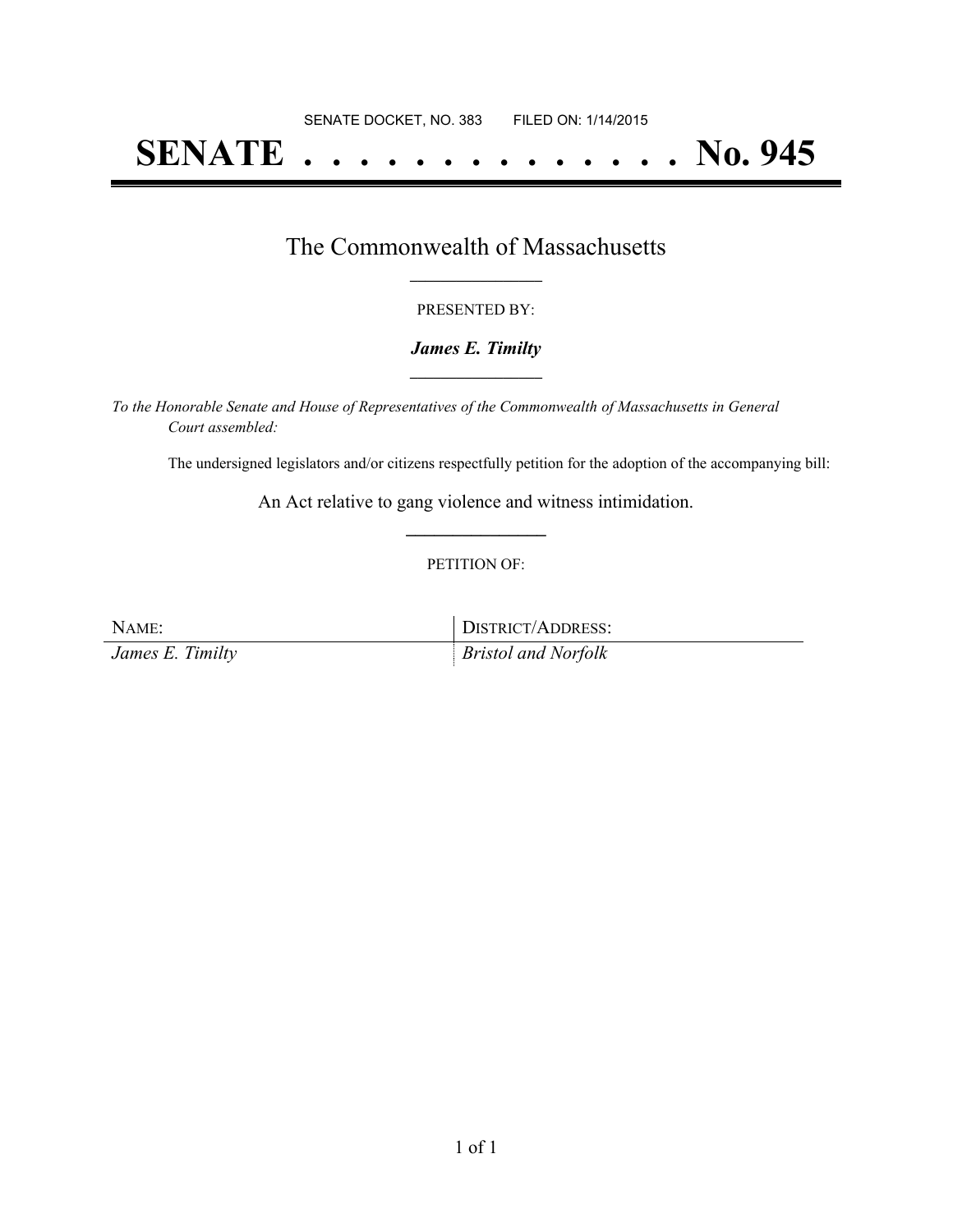SENATE DOCKET, NO. 383        FILED ON: 1/14/2015

# SENATE . . . . . . . . . . . . . . No. 945

## The Commonwealth of Massachusetts

PRESENTED BY:

***James E. Timilty***

*To the Honorable Senate and House of Representatives of the Commonwealth of Massachusetts in General Court assembled:*

The undersigned legislators and/or citizens respectfully petition for the adoption of the accompanying bill:

An Act relative to gang violence and witness intimidation.

PETITION OF:

| NAME: | DISTRICT/ADDRESS: |
| --- | --- |
| *James E. Timilty* | *Bristol and Norfolk* |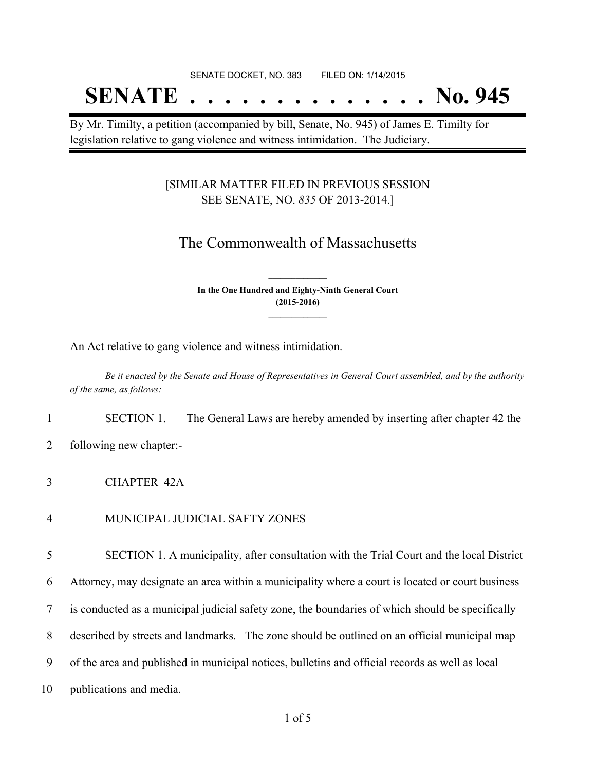SENATE DOCKET, NO. 383        FILED ON: 1/14/2015

# SENATE . . . . . . . . . . . . . . No. 945

By Mr. Timilty, a petition (accompanied by bill, Senate, No. 945) of James E. Timilty for legislation relative to gang violence and witness intimidation. The Judiciary.

[SIMILAR MATTER FILED IN PREVIOUS SESSION SEE SENATE, NO. *835* OF 2013-2014.]

## The Commonwealth of Massachusetts

**In the One Hundred and Eighty-Ninth General Court (2015-2016)**

An Act relative to gang violence and witness intimidation.

*Be it enacted by the Senate and House of Representatives in General Court assembled, and by the authority of the same, as follows:*

1 SECTION 1. The General Laws are hereby amended by inserting after chapter 42 the
2 following new chapter:-

3 CHAPTER 42A

4 MUNICIPAL JUDICIAL SAFTY ZONES

5 SECTION 1. A municipality, after consultation with the Trial Court and the local District
6 Attorney, may designate an area within a municipality where a court is located or court business
7 is conducted as a municipal judicial safety zone, the boundaries of which should be specifically
8 described by streets and landmarks. The zone should be outlined on an official municipal map
9 of the area and published in municipal notices, bulletins and official records as well as local
10 publications and media.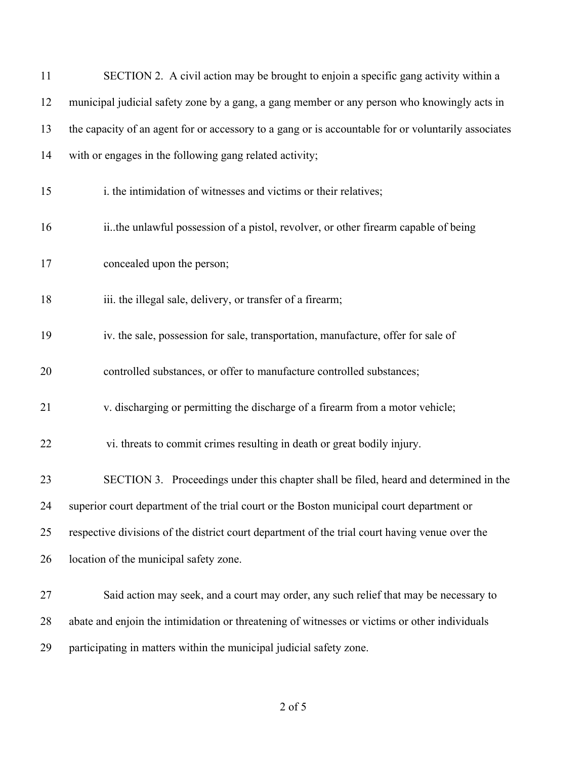SECTION 2. A civil action may be brought to enjoin a specific gang activity within a municipal judicial safety zone by a gang, a gang member or any person who knowingly acts in the capacity of an agent for or accessory to a gang or is accountable for or voluntarily associates with or engages in the following gang related activity;

i. the intimidation of witnesses and victims or their relatives;

ii..the unlawful possession of a pistol, revolver, or other firearm capable of being concealed upon the person;

iii. the illegal sale, delivery, or transfer of a firearm;

iv. the sale, possession for sale, transportation, manufacture, offer for sale of controlled substances, or offer to manufacture controlled substances;

v. discharging or permitting the discharge of a firearm from a motor vehicle;

vi. threats to commit crimes resulting in death or great bodily injury.

SECTION 3. Proceedings under this chapter shall be filed, heard and determined in the superior court department of the trial court or the Boston municipal court department or respective divisions of the district court department of the trial court having venue over the location of the municipal safety zone.

Said action may seek, and a court may order, any such relief that may be necessary to abate and enjoin the intimidation or threatening of witnesses or victims or other individuals participating in matters within the municipal judicial safety zone.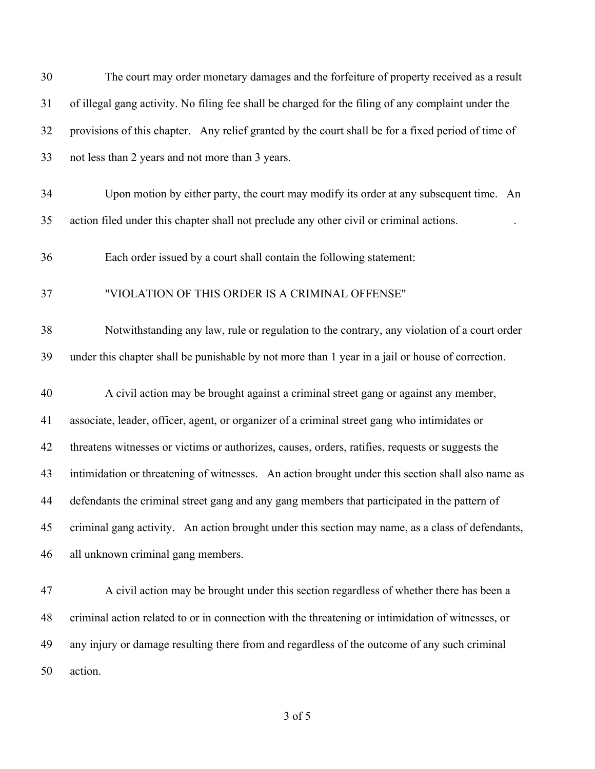The court may order monetary damages and the forfeiture of property received as a result of illegal gang activity. No filing fee shall be charged for the filing of any complaint under the provisions of this chapter. Any relief granted by the court shall be for a fixed period of time of not less than 2 years and not more than 3 years.

Upon motion by either party, the court may modify its order at any subsequent time. An action filed under this chapter shall not preclude any other civil or criminal actions.

Each order issued by a court shall contain the following statement:

"VIOLATION OF THIS ORDER IS A CRIMINAL OFFENSE"

Notwithstanding any law, rule or regulation to the contrary, any violation of a court order under this chapter shall be punishable by not more than 1 year in a jail or house of correction.

A civil action may be brought against a criminal street gang or against any member, associate, leader, officer, agent, or organizer of a criminal street gang who intimidates or threatens witnesses or victims or authorizes, causes, orders, ratifies, requests or suggests the intimidation or threatening of witnesses. An action brought under this section shall also name as defendants the criminal street gang and any gang members that participated in the pattern of criminal gang activity. An action brought under this section may name, as a class of defendants, all unknown criminal gang members.

A civil action may be brought under this section regardless of whether there has been a criminal action related to or in connection with the threatening or intimidation of witnesses, or any injury or damage resulting there from and regardless of the outcome of any such criminal action.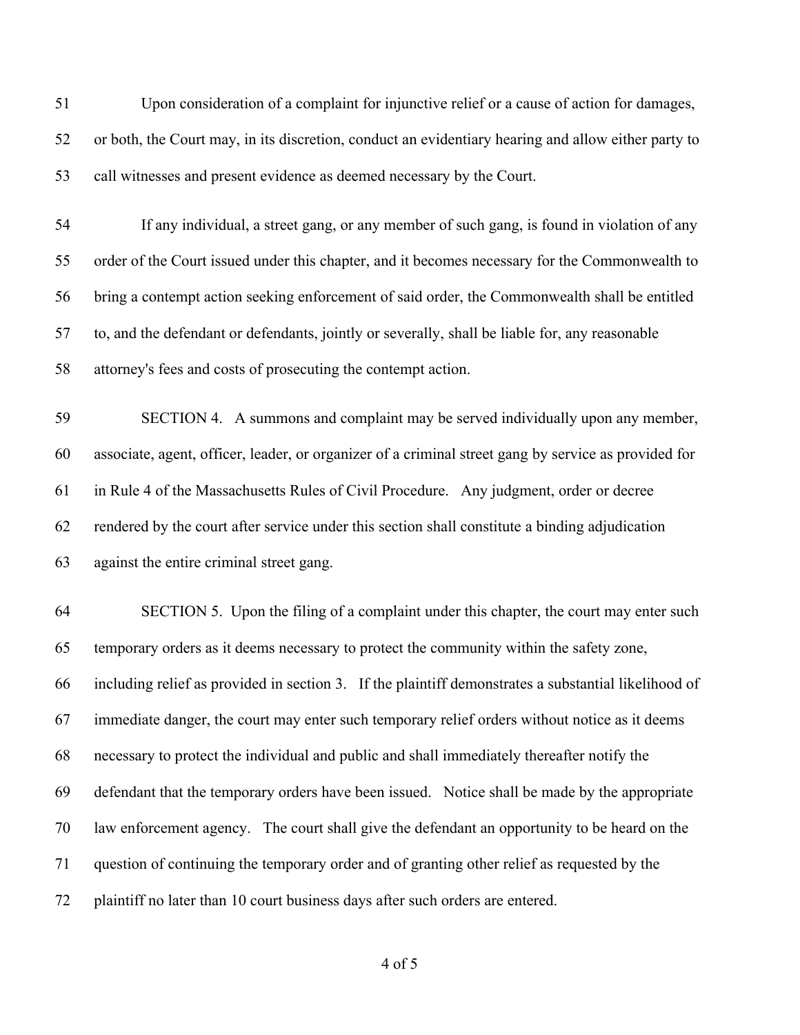Upon consideration of a complaint for injunctive relief or a cause of action for damages, or both, the Court may, in its discretion, conduct an evidentiary hearing and allow either party to call witnesses and present evidence as deemed necessary by the Court.

If any individual, a street gang, or any member of such gang, is found in violation of any order of the Court issued under this chapter, and it becomes necessary for the Commonwealth to bring a contempt action seeking enforcement of said order, the Commonwealth shall be entitled to, and the defendant or defendants, jointly or severally, shall be liable for, any reasonable attorney's fees and costs of prosecuting the contempt action.

SECTION 4. A summons and complaint may be served individually upon any member, associate, agent, officer, leader, or organizer of a criminal street gang by service as provided for in Rule 4 of the Massachusetts Rules of Civil Procedure. Any judgment, order or decree rendered by the court after service under this section shall constitute a binding adjudication against the entire criminal street gang.

SECTION 5. Upon the filing of a complaint under this chapter, the court may enter such temporary orders as it deems necessary to protect the community within the safety zone, including relief as provided in section 3. If the plaintiff demonstrates a substantial likelihood of immediate danger, the court may enter such temporary relief orders without notice as it deems necessary to protect the individual and public and shall immediately thereafter notify the defendant that the temporary orders have been issued. Notice shall be made by the appropriate law enforcement agency. The court shall give the defendant an opportunity to be heard on the question of continuing the temporary order and of granting other relief as requested by the plaintiff no later than 10 court business days after such orders are entered.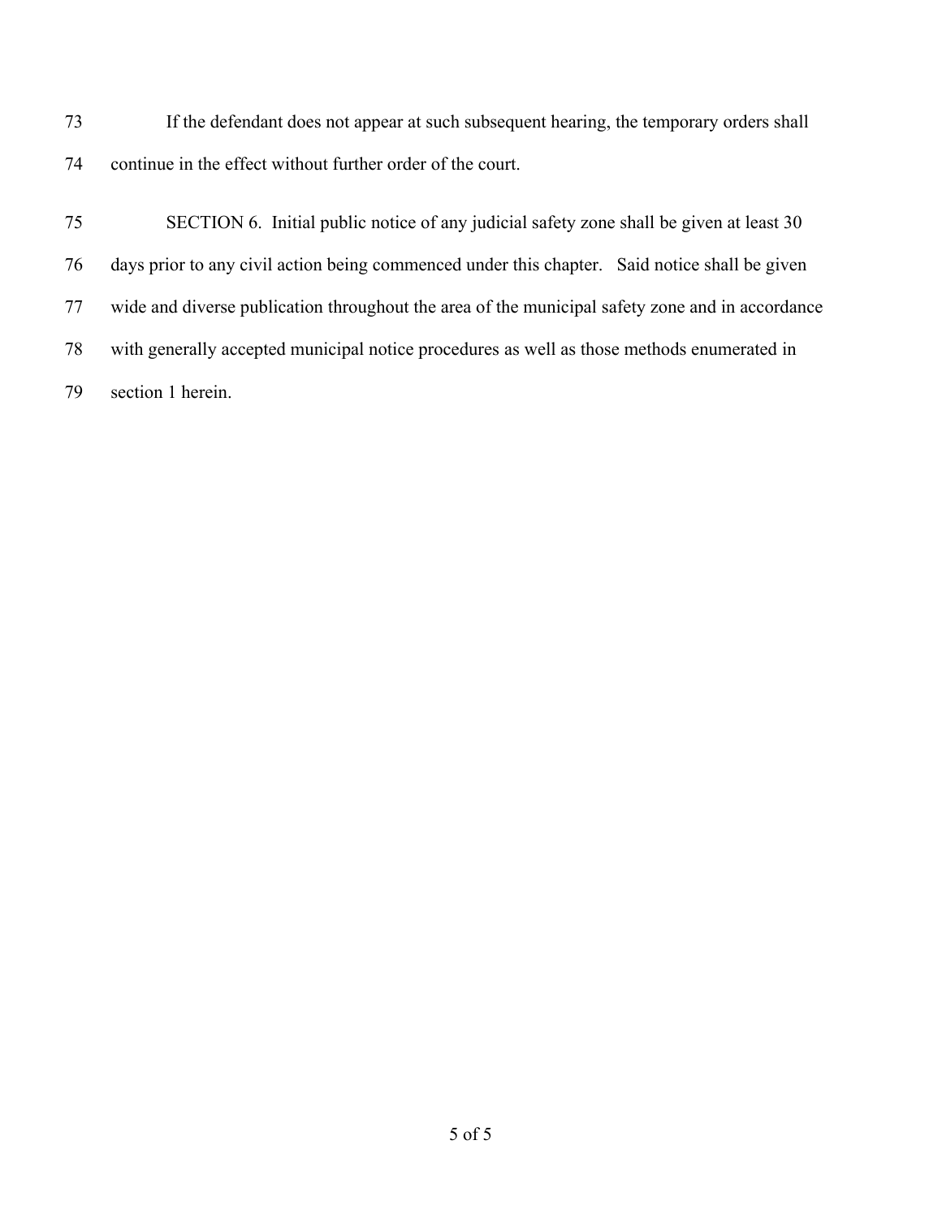If the defendant does not appear at such subsequent hearing, the temporary orders shall continue in the effect without further order of the court.

SECTION 6. Initial public notice of any judicial safety zone shall be given at least 30 days prior to any civil action being commenced under this chapter. Said notice shall be given wide and diverse publication throughout the area of the municipal safety zone and in accordance with generally accepted municipal notice procedures as well as those methods enumerated in section 1 herein.